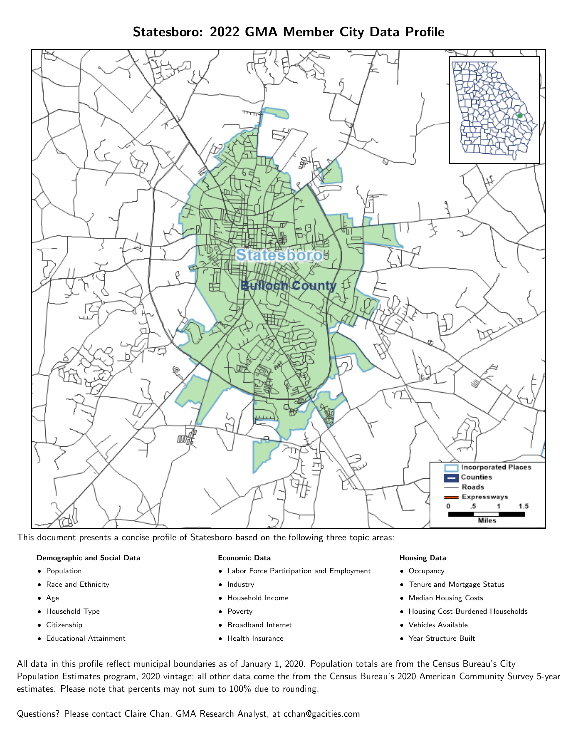# Statesboro: 2022 GMA Member City Data Profile

This document presents a concise profile of Statesboro based on the following three topic areas:

**Demographic and Social Data**

- Population
- Race and Ethnicity
- Age
- Household Type
- Citizenship
- Educational Attainment

**Economic Data**

- Labor Force Participation and Employment
- Industry
- Household Income
- Poverty
- Broadband Internet
- Health Insurance

**Housing Data**

- Occupancy
- Tenure and Mortgage Status
- Median Housing Costs
- Housing Cost-Burdened Households
- Vehicles Available
- Year Structure Built

All data in this profile reflect municipal boundaries as of January 1, 2020. Population totals are from the Census Bureau's City Population Estimates program, 2020 vintage; all other data come the from the Census Bureau's 2020 American Community Survey 5-year estimates. Please note that percents may not sum to 100% due to rounding.

Questions? Please contact Claire Chan, GMA Research Analyst, at cchan@gacities.com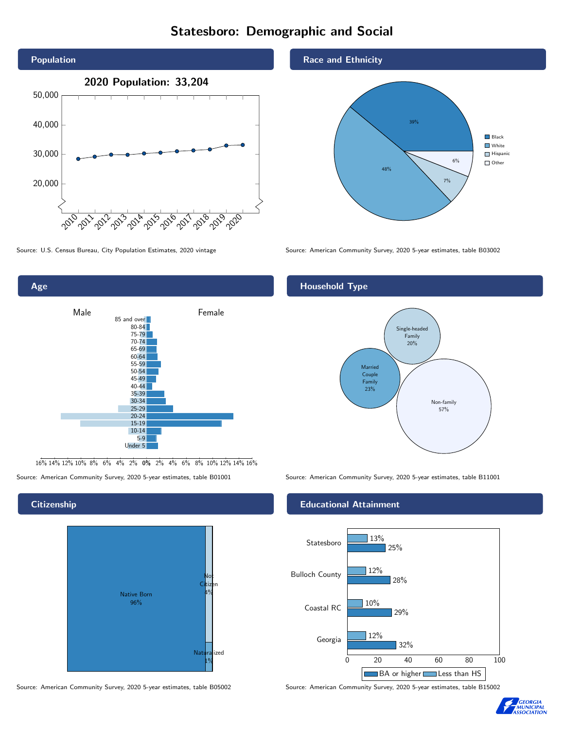# Statesboro: Demographic and Social

## Population

2020 Population: 33,204

Source: U.S. Census Bureau, City Population Estimates, 2020 vintage

## Race and Ethnicity

| Group | Percent |
|---|---|
| Black | 39% |
| White | 48% |
| Hispanic | 7% |
| Other | 6% |

Source: American Community Survey, 2020 5-year estimates, table B03002

## Age

Source: American Community Survey, 2020 5-year estimates, table B01001

## Household Type

| Type | Percent |
|---|---|
| Single-headed Family | 20% |
| Married Couple Family | 23% |
| Non-family | 57% |

Source: American Community Survey, 2020 5-year estimates, table B11001

## Citizenship

| Status | Percent |
|---|---|
| Native Born | 96% |
| Not Citizen | 4% |
| Naturalized | 1% |

Source: American Community Survey, 2020 5-year estimates, table B05002

## Educational Attainment

| Area | Less than HS | BA or higher |
|---|---|---|
| Statesboro | 13% | 25% |
| Bulloch County | 12% | 28% |
| Coastal RC | 10% | 29% |
| Georgia | 12% | 32% |

Source: American Community Survey, 2020 5-year estimates, table B15002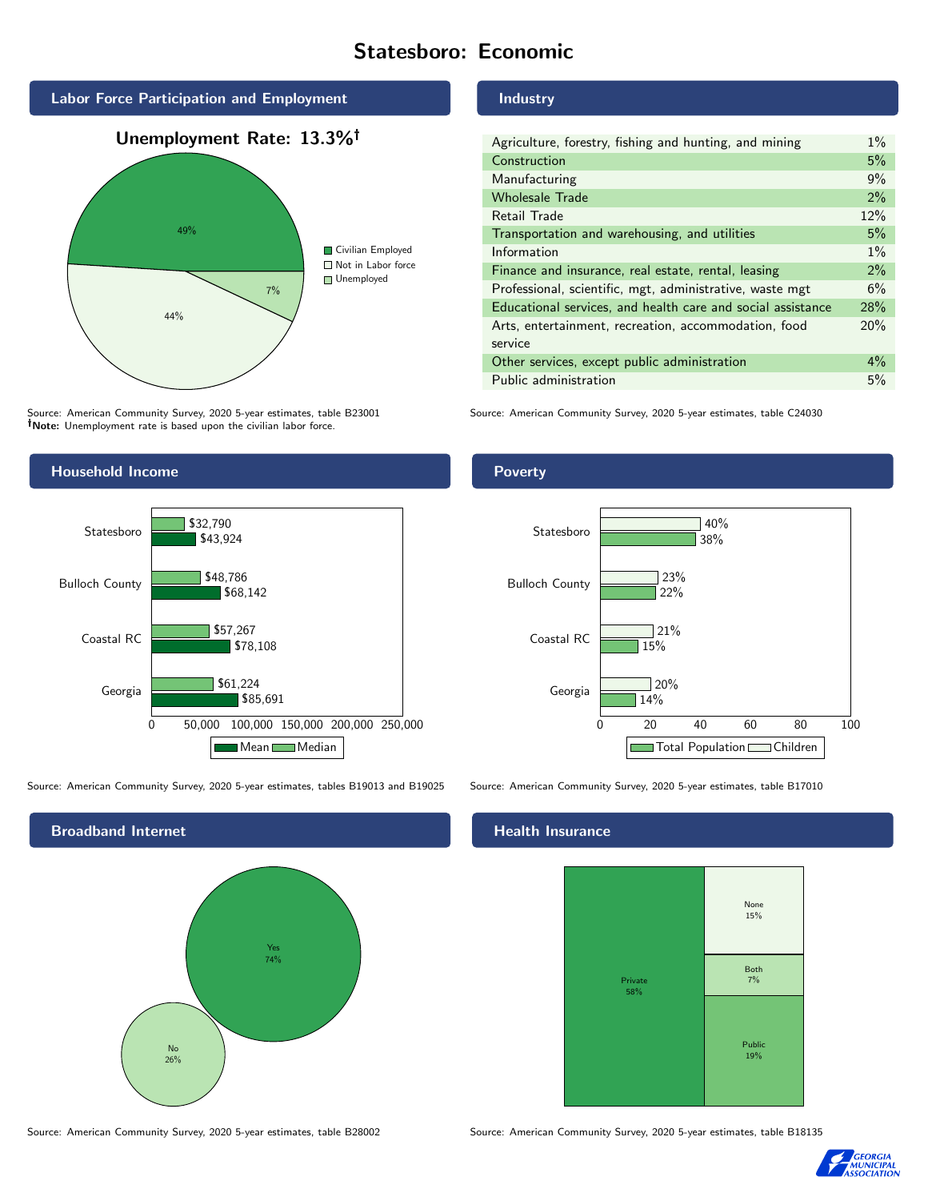# Statesboro: Economic

## Labor Force Participation and Employment

**Unemployment Rate: 13.3%†**

| Category | Percent |
| --- | --- |
| Civilian Employed | 49% |
| Not in Labor force | 44% |
| Unemployed | 7% |

Source: American Community Survey, 2020 5-year estimates, table B23001
†**Note:** Unemployment rate is based upon the civilian labor force.

## Industry

| Industry | Percent |
| --- | --- |
| Agriculture, forestry, fishing and hunting, and mining | 1% |
| Construction | 5% |
| Manufacturing | 9% |
| Wholesale Trade | 2% |
| Retail Trade | 12% |
| Transportation and warehousing, and utilities | 5% |
| Information | 1% |
| Finance and insurance, real estate, rental, leasing | 2% |
| Professional, scientific, mgt, administrative, waste mgt | 6% |
| Educational services, and health care and social assistance | 28% |
| Arts, entertainment, recreation, accommodation, food service | 20% |
| Other services, except public administration | 4% |
| Public administration | 5% |

Source: American Community Survey, 2020 5-year estimates, table C24030

## Household Income

| | Median | Mean |
| --- | --- | --- |
| Statesboro | $32,790 | $43,924 |
| Bulloch County | $48,786 | $68,142 |
| Coastal RC | $57,267 | $78,108 |
| Georgia | $61,224 | $85,691 |

Source: American Community Survey, 2020 5-year estimates, tables B19013 and B19025

## Poverty

| | Children | Total Population |
| --- | --- | --- |
| Statesboro | 40% | 38% |
| Bulloch County | 23% | 22% |
| Coastal RC | 21% | 15% |
| Georgia | 20% | 14% |

Source: American Community Survey, 2020 5-year estimates, table B17010

## Broadband Internet

| | Percent |
| --- | --- |
| Yes | 74% |
| No | 26% |

Source: American Community Survey, 2020 5-year estimates, table B28002

## Health Insurance

| | Percent |
| --- | --- |
| Private | 58% |
| None | 15% |
| Both | 7% |
| Public | 19% |

Source: American Community Survey, 2020 5-year estimates, table B18135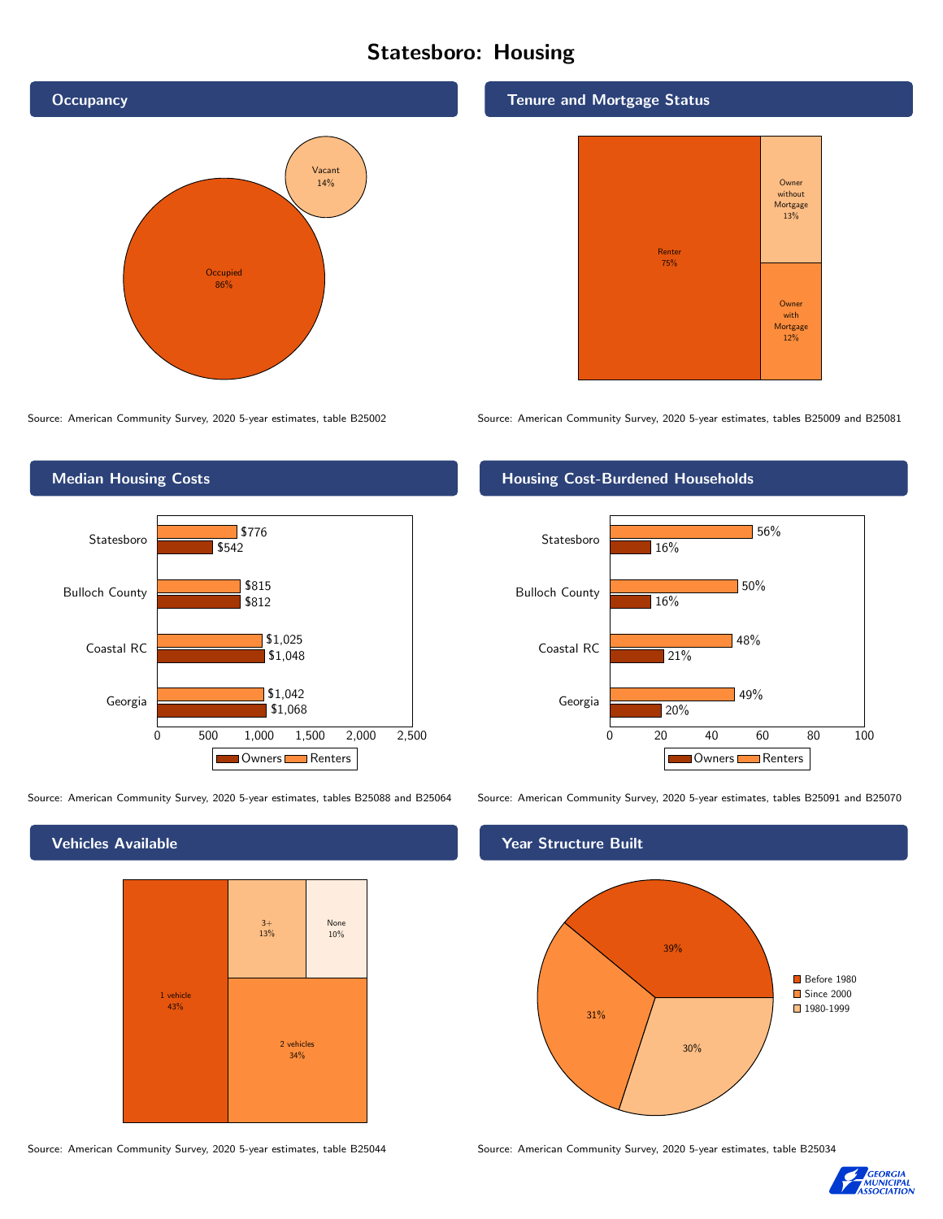# Statesboro: Housing

## Occupancy

Vacant
14%

Occupied
86%

Source: American Community Survey, 2020 5-year estimates, table B25002

## Tenure and Mortgage Status

Renter
75%

Owner without Mortgage
13%

Owner with Mortgage
12%

Source: American Community Survey, 2020 5-year estimates, tables B25009 and B25081

## Median Housing Costs

Statesboro
$776
$542

Bulloch County
$815
$812

Coastal RC
$1,025
$1,048

Georgia
$1,042
$1,068

0 500 1,000 1,500 2,000 2,500

Owners Renters

Source: American Community Survey, 2020 5-year estimates, tables B25088 and B25064

## Housing Cost-Burdened Households

Statesboro
56%
16%

Bulloch County
50%
16%

Coastal RC
48%
21%

Georgia
49%
20%

0 20 40 60 80 100

Owners Renters

Source: American Community Survey, 2020 5-year estimates, tables B25091 and B25070

## Vehicles Available

1 vehicle
43%

3+
13%

None
10%

2 vehicles
34%

Source: American Community Survey, 2020 5-year estimates, table B25044

## Year Structure Built

39%

31%

30%

Before 1980
Since 2000
1980-1999

Source: American Community Survey, 2020 5-year estimates, table B25034

GEORGIA MUNICIPAL ASSOCIATION